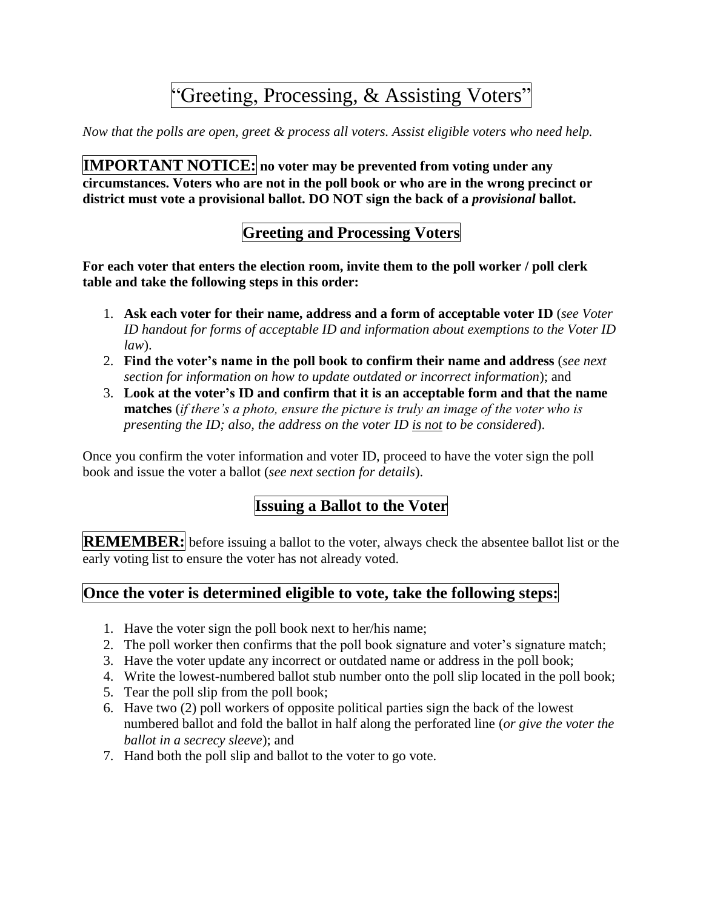# "Greeting, Processing, & Assisting Voters"

*Now that the polls are open, greet & process all voters. Assist eligible voters who need help.*

**IMPORTANT NOTICE: no voter may be prevented from voting under any circumstances. Voters who are not in the poll book or who are in the wrong precinct or district must vote a provisional ballot. DO NOT sign the back of a *provisional* ballot.**

## Greeting and Processing Voters

**For each voter that enters the election room, invite them to the poll worker / poll clerk table and take the following steps in this order:**

1. **Ask each voter for their name, address and a form of acceptable voter ID** (*see Voter ID handout for forms of acceptable ID and information about exemptions to the Voter ID law*).
2. **Find the voter's name in the poll book to confirm their name and address** (*see next section for information on how to update outdated or incorrect information*); and
3. **Look at the voter's ID and confirm that it is an acceptable form and that the name matches** (*if there's a photo, ensure the picture is truly an image of the voter who is presenting the ID; also, the address on the voter ID <u>is not</u> to be considered*).

Once you confirm the voter information and voter ID, proceed to have the voter sign the poll book and issue the voter a ballot (*see next section for details*).

## Issuing a Ballot to the Voter

**REMEMBER:** before issuing a ballot to the voter, always check the absentee ballot list or the early voting list to ensure the voter has not already voted.

## Once the voter is determined eligible to vote, take the following steps:

1. Have the voter sign the poll book next to her/his name;
2. The poll worker then confirms that the poll book signature and voter's signature match;
3. Have the voter update any incorrect or outdated name or address in the poll book;
4. Write the lowest-numbered ballot stub number onto the poll slip located in the poll book;
5. Tear the poll slip from the poll book;
6. Have two (2) poll workers of opposite political parties sign the back of the lowest numbered ballot and fold the ballot in half along the perforated line (*or give the voter the ballot in a secrecy sleeve*); and
7. Hand both the poll slip and ballot to the voter to go vote.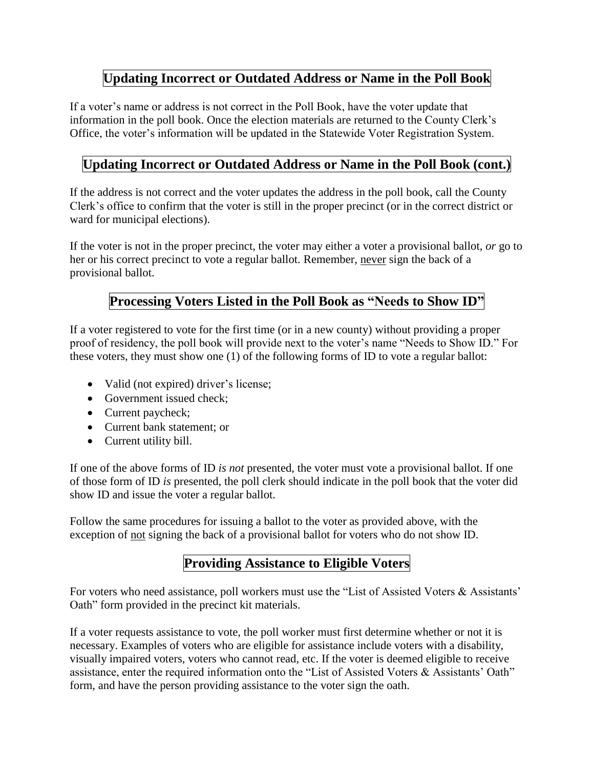## Updating Incorrect or Outdated Address or Name in the Poll Book

If a voter's name or address is not correct in the Poll Book, have the voter update that information in the poll book. Once the election materials are returned to the County Clerk's Office, the voter's information will be updated in the Statewide Voter Registration System.

## Updating Incorrect or Outdated Address or Name in the Poll Book (cont.)

If the address is not correct and the voter updates the address in the poll book, call the County Clerk's office to confirm that the voter is still in the proper precinct (or in the correct district or ward for municipal elections).

If the voter is not in the proper precinct, the voter may either a voter a provisional ballot, *or* go to her or his correct precinct to vote a regular ballot. Remember, <u>never</u> sign the back of a provisional ballot.

## Processing Voters Listed in the Poll Book as "Needs to Show ID"

If a voter registered to vote for the first time (or in a new county) without providing a proper proof of residency, the poll book will provide next to the voter's name "Needs to Show ID." For these voters, they must show one (1) of the following forms of ID to vote a regular ballot:

- Valid (not expired) driver's license;
- Government issued check;
- Current paycheck;
- Current bank statement; or
- Current utility bill.

If one of the above forms of ID *is not* presented, the voter must vote a provisional ballot. If one of those form of ID *is* presented, the poll clerk should indicate in the poll book that the voter did show ID and issue the voter a regular ballot.

Follow the same procedures for issuing a ballot to the voter as provided above, with the exception of <u>not</u> signing the back of a provisional ballot for voters who do not show ID.

## Providing Assistance to Eligible Voters

For voters who need assistance, poll workers must use the "List of Assisted Voters & Assistants' Oath" form provided in the precinct kit materials.

If a voter requests assistance to vote, the poll worker must first determine whether or not it is necessary. Examples of voters who are eligible for assistance include voters with a disability, visually impaired voters, voters who cannot read, etc. If the voter is deemed eligible to receive assistance, enter the required information onto the "List of Assisted Voters & Assistants' Oath" form, and have the person providing assistance to the voter sign the oath.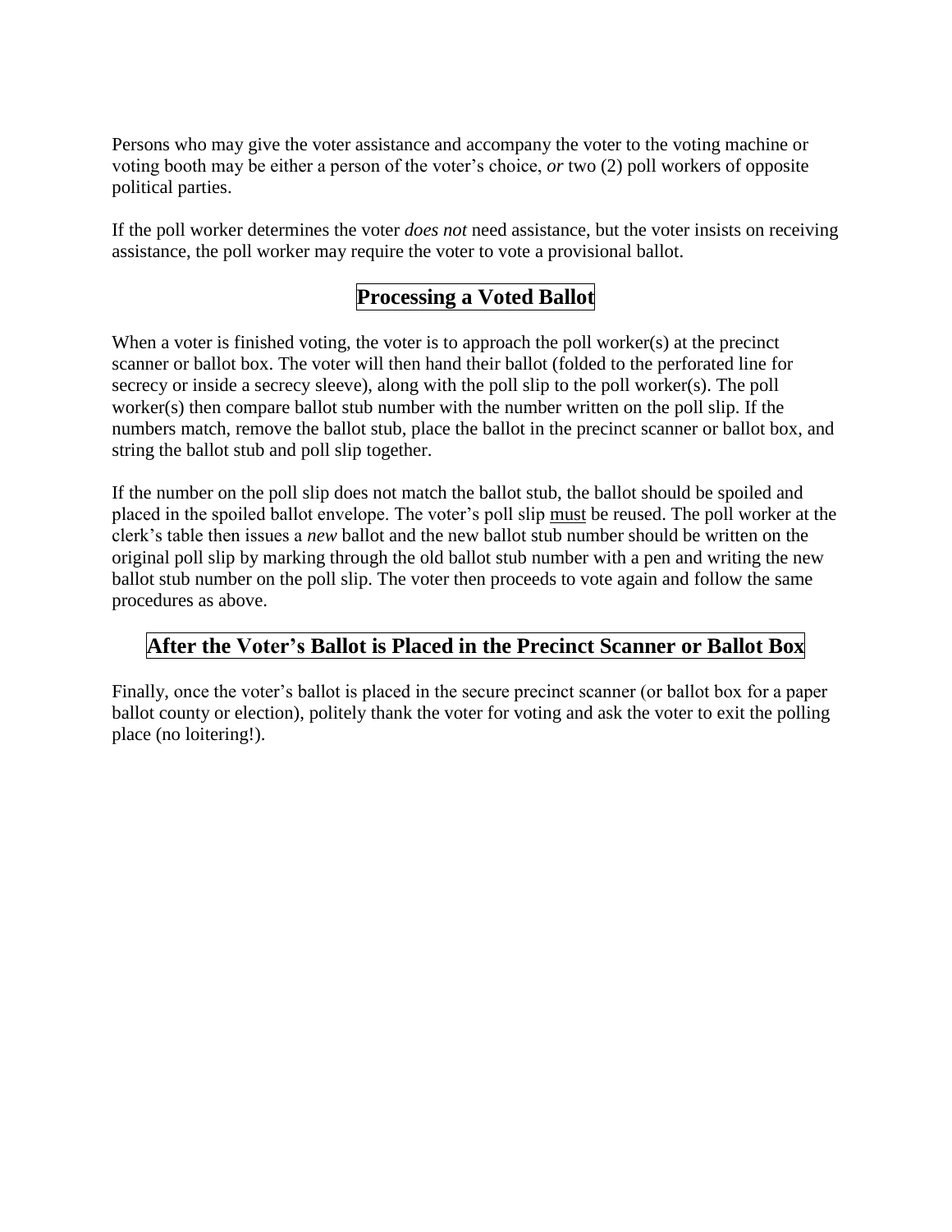Persons who may give the voter assistance and accompany the voter to the voting machine or voting booth may be either a person of the voter's choice, *or* two (2) poll workers of opposite political parties.

If the poll worker determines the voter *does not* need assistance, but the voter insists on receiving assistance, the poll worker may require the voter to vote a provisional ballot.

## Processing a Voted Ballot

When a voter is finished voting, the voter is to approach the poll worker(s) at the precinct scanner or ballot box. The voter will then hand their ballot (folded to the perforated line for secrecy or inside a secrecy sleeve), along with the poll slip to the poll worker(s). The poll worker(s) then compare ballot stub number with the number written on the poll slip. If the numbers match, remove the ballot stub, place the ballot in the precinct scanner or ballot box, and string the ballot stub and poll slip together.

If the number on the poll slip does not match the ballot stub, the ballot should be spoiled and placed in the spoiled ballot envelope. The voter's poll slip <u>must</u> be reused. The poll worker at the clerk's table then issues a *new* ballot and the new ballot stub number should be written on the original poll slip by marking through the old ballot stub number with a pen and writing the new ballot stub number on the poll slip. The voter then proceeds to vote again and follow the same procedures as above.

## After the Voter's Ballot is Placed in the Precinct Scanner or Ballot Box

Finally, once the voter's ballot is placed in the secure precinct scanner (or ballot box for a paper ballot county or election), politely thank the voter for voting and ask the voter to exit the polling place (no loitering!).